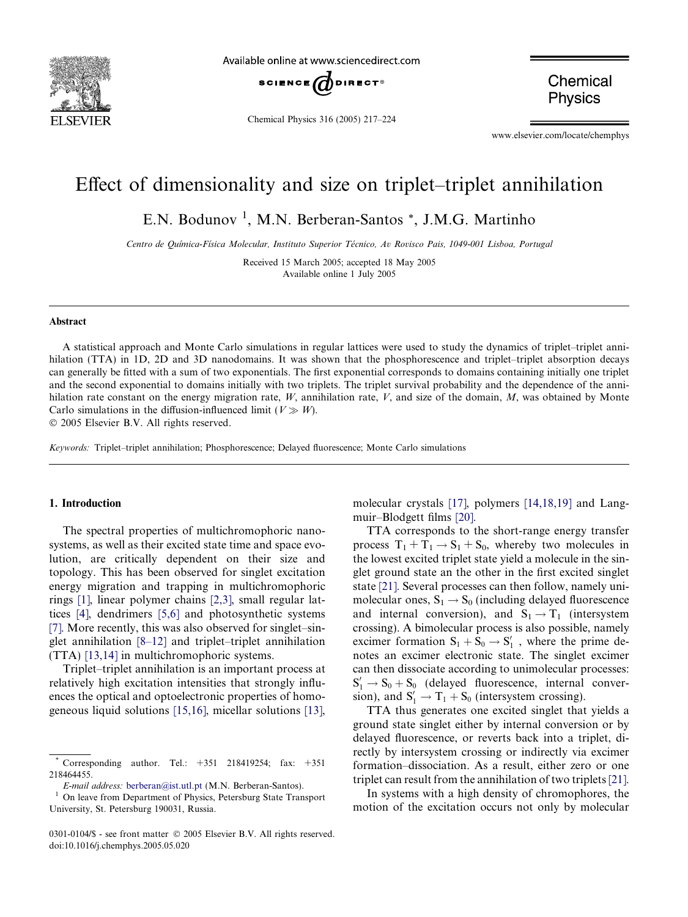# Effect of dimensionality and size on triplet–triplet annihilation

E.N. Bodunov [1], M.N. Berberan-Santos *, J.M.G. Martinho

*Centro de Química-Física Molecular, Instituto Superior Técnico, Av Rovisco Pais, 1049-001 Lisboa, Portugal*

Received 15 March 2005; accepted 18 May 2005
Available online 1 July 2005

## Abstract

A statistical approach and Monte Carlo simulations in regular lattices were used to study the dynamics of triplet–triplet annihilation (TTA) in 1D, 2D and 3D nanodomains. It was shown that the phosphorescence and triplet–triplet absorption decays can generally be fitted with a sum of two exponentials. The first exponential corresponds to domains containing initially one triplet and the second exponential to domains initially with two triplets. The triplet survival probability and the dependence of the annihilation rate constant on the energy migration rate, $W$, annihilation rate, $V$, and size of the domain, $M$, was obtained by Monte Carlo simulations in the diffusion-influenced limit ($V \gg W$).

© 2005 Elsevier B.V. All rights reserved.

*Keywords:* Triplet–triplet annihilation; Phosphorescence; Delayed fluorescence; Monte Carlo simulations

## 1. Introduction

The spectral properties of multichromophoric nanosystems, as well as their excited state time and space evolution, are critically dependent on their size and topology. This has been observed for singlet excitation energy migration and trapping in multichromophoric rings [1], linear polymer chains [2,3], small regular lattices [4], dendrimers [5,6] and photosynthetic systems [7]. More recently, this was also observed for singlet–singlet annihilation [8–12] and triplet–triplet annihilation (TTA) [13,14] in multichromophoric systems.

Triplet–triplet annihilation is an important process at relatively high excitation intensities that strongly influences the optical and optoelectronic properties of homogeneous liquid solutions [15,16], micellar solutions [13], molecular crystals [17], polymers [14,18,19] and Langmuir–Blodgett films [20].

TTA corresponds to the short-range energy transfer process $T_1 + T_1 \rightarrow S_1 + S_0$, whereby two molecules in the lowest excited triplet state yield a molecule in the singlet ground state an the other in the first excited singlet state [21]. Several processes can then follow, namely unimolecular ones, $S_1 \rightarrow S_0$ (including delayed fluorescence and internal conversion), and $S_1 \rightarrow T_1$ (intersystem crossing). A bimolecular process is also possible, namely excimer formation $S_1 + S_0 \rightarrow S_1'$, where the prime denotes an excimer electronic state. The singlet excimer can then dissociate according to unimolecular processes: $S_1' \rightarrow S_0 + S_0$ (delayed fluorescence, internal conversion), and $S_1' \rightarrow T_1 + S_0$ (intersystem crossing).

TTA thus generates one excited singlet that yields a ground state singlet either by internal conversion or by delayed fluorescence, or reverts back into a triplet, directly by intersystem crossing or indirectly via excimer formation–dissociation. As a result, either zero or one triplet can result from the annihilation of two triplets [21].

In systems with a high density of chromophores, the motion of the excitation occurs not only by molecular

---

* Corresponding author. Tel.: +351 218419254; fax: +351 218464455.
*E-mail address:* berberan@ist.utl.pt (M.N. Berberan-Santos).

[1] On leave from Department of Physics, Petersburg State Transport University, St. Petersburg 190031, Russia.

0301-0104/$ - see front matter © 2005 Elsevier B.V. All rights reserved.
doi:10.1016/j.chemphys.2005.05.020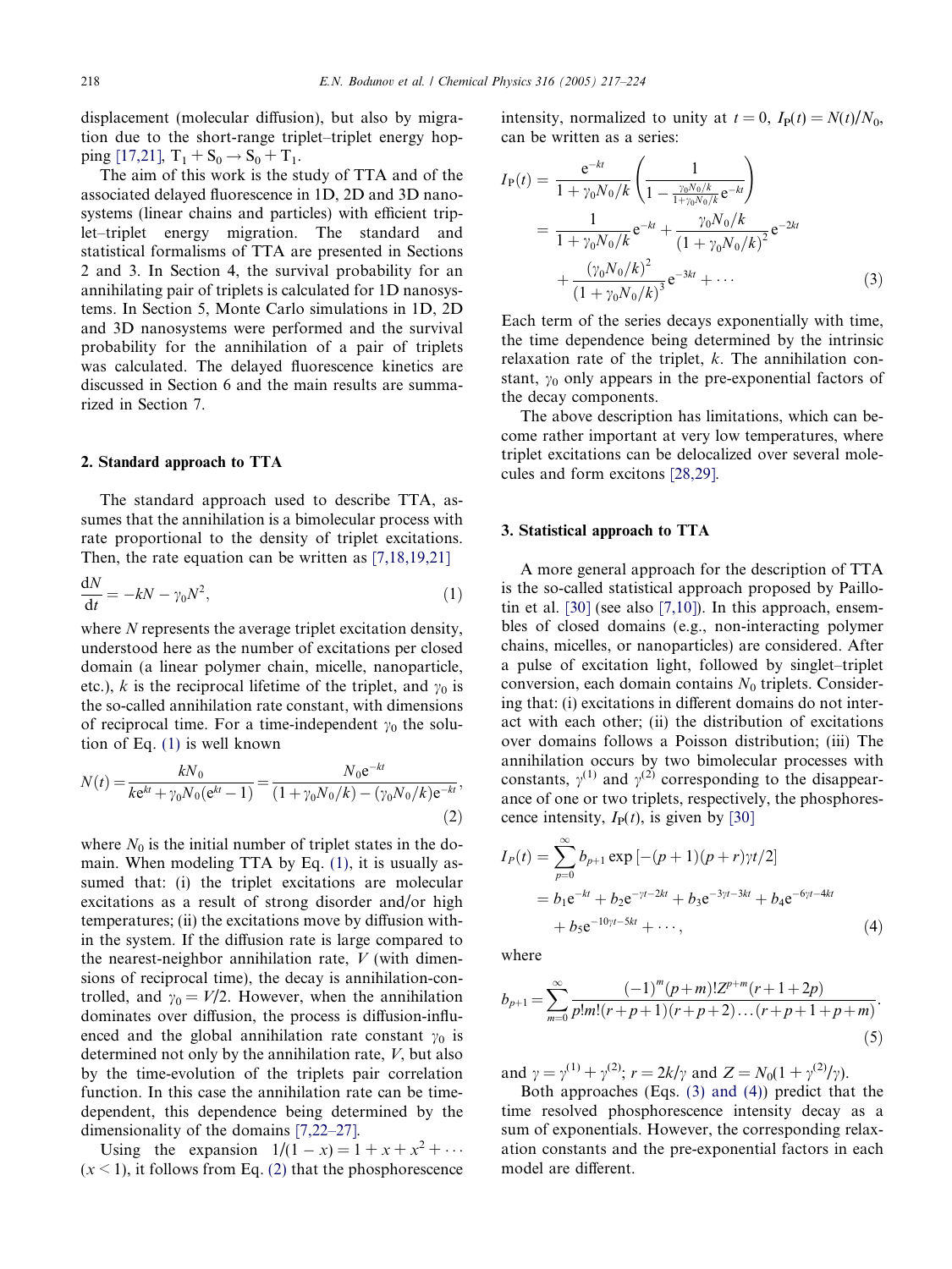displacement (molecular diffusion), but also by migration due to the short-range triplet–triplet energy hopping [17,21], $T_1 + S_0 \rightarrow S_0 + T_1$.

The aim of this work is the study of TTA and of the associated delayed fluorescence in 1D, 2D and 3D nanosystems (linear chains and particles) with efficient triplet–triplet energy migration. The standard and statistical formalisms of TTA are presented in Sections 2 and 3. In Section 4, the survival probability for an annihilating pair of triplets is calculated for 1D nanosystems. In Section 5, Monte Carlo simulations in 1D, 2D and 3D nanosystems were performed and the survival probability for the annihilation of a pair of triplets was calculated. The delayed fluorescence kinetics are discussed in Section 6 and the main results are summarized in Section 7.

## 2. Standard approach to TTA

The standard approach used to describe TTA, assumes that the annihilation is a bimolecular process with rate proportional to the density of triplet excitations. Then, the rate equation can be written as [7,18,19,21]

$$\frac{\mathrm{d}N}{\mathrm{d}t} = -kN - \gamma_0 N^2, \tag{1}$$

where $N$ represents the average triplet excitation density, understood here as the number of excitations per closed domain (a linear polymer chain, micelle, nanoparticle, etc.), $k$ is the reciprocal lifetime of the triplet, and $\gamma_0$ is the so-called annihilation rate constant, with dimensions of reciprocal time. For a time-independent $\gamma_0$ the solution of Eq. (1) is well known

$$N(t) = \frac{kN_0}{k\mathrm{e}^{kt} + \gamma_0 N_0(\mathrm{e}^{kt} - 1)} = \frac{N_0 \mathrm{e}^{-kt}}{(1 + \gamma_0 N_0/k) - (\gamma_0 N_0/k)\mathrm{e}^{-kt}}, \tag{2}$$

where $N_0$ is the initial number of triplet states in the domain. When modeling TTA by Eq. (1), it is usually assumed that: (i) the triplet excitations are molecular excitations as a result of strong disorder and/or high temperatures; (ii) the excitations move by diffusion within the system. If the diffusion rate is large compared to the nearest-neighbor annihilation rate, $V$ (with dimensions of reciprocal time), the decay is annihilation-controlled, and $\gamma_0 = V/2$. However, when the annihilation dominates over diffusion, the process is diffusion-influenced and the global annihilation rate constant $\gamma_0$ is determined not only by the annihilation rate, $V$, but also by the time-evolution of the triplets pair correlation function. In this case the annihilation rate can be time-dependent, this dependence being determined by the dimensionality of the domains [7,22–27].

Using the expansion $1/(1-x) = 1 + x + x^2 + \cdots$ $(x < 1)$, it follows from Eq. (2) that the phosphorescence intensity, normalized to unity at $t = 0$, $I_{\mathrm{P}}(t) = N(t)/N_0$, can be written as a series:

$$\begin{aligned} I_{\mathrm{P}}(t) &= \frac{\mathrm{e}^{-kt}}{1 + \gamma_0 N_0/k}\left(\frac{1}{1 - \frac{\gamma_0 N_0/k}{1+\gamma_0 N_0/k}\mathrm{e}^{-kt}}\right) \\ &= \frac{1}{1 + \gamma_0 N_0/k}\mathrm{e}^{-kt} + \frac{\gamma_0 N_0/k}{(1 + \gamma_0 N_0/k)^2}\mathrm{e}^{-2kt} \\ &\quad + \frac{(\gamma_0 N_0/k)^2}{(1 + \gamma_0 N_0/k)^3}\mathrm{e}^{-3kt} + \cdots \end{aligned} \tag{3}$$

Each term of the series decays exponentially with time, the time dependence being determined by the intrinsic relaxation rate of the triplet, $k$. The annihilation constant, $\gamma_0$ only appears in the pre-exponential factors of the decay components.

The above description has limitations, which can become rather important at very low temperatures, where triplet excitations can be delocalized over several molecules and form excitons [28,29].

## 3. Statistical approach to TTA

A more general approach for the description of TTA is the so-called statistical approach proposed by Paillotin et al. [30] (see also [7,10]). In this approach, ensembles of closed domains (e.g., non-interacting polymer chains, micelles, or nanoparticles) are considered. After a pulse of excitation light, followed by singlet–triplet conversion, each domain contains $N_0$ triplets. Considering that: (i) excitations in different domains do not interact with each other; (ii) the distribution of excitations over domains follows a Poisson distribution; (iii) The annihilation occurs by two bimolecular processes with constants, $\gamma^{(1)}$ and $\gamma^{(2)}$ corresponding to the disappearance of one or two triplets, respectively, the phosphorescence intensity, $I_{\mathrm{P}}(t)$, is given by [30]

$$\begin{aligned} I_P(t) &= \sum_{p=0}^{\infty} b_{p+1} \exp\left[-(p+1)(p+r)\gamma t/2\right] \\ &= b_1 \mathrm{e}^{-kt} + b_2 \mathrm{e}^{-\gamma t - 2kt} + b_3 \mathrm{e}^{-3\gamma t - 3kt} + b_4 \mathrm{e}^{-6\gamma t - 4kt} \\ &\quad + b_5 \mathrm{e}^{-10\gamma t - 5kt} + \cdots, \end{aligned} \tag{4}$$

where

$$b_{p+1} = \sum_{m=0}^{\infty} \frac{(-1)^m (p+m)! Z^{p+m} (r + 1 + 2p)}{p! m! (r+p+1)(r+p+2)\ldots(r+p+1+p+m)}. \tag{5}$$

and $\gamma = \gamma^{(1)} + \gamma^{(2)}$; $r = 2k/\gamma$ and $Z = N_0(1 + \gamma^{(2)}/\gamma)$.

Both approaches (Eqs. (3) and (4)) predict that the time resolved phosphorescence intensity decay as a sum of exponentials. However, the corresponding relaxation constants and the pre-exponential factors in each model are different.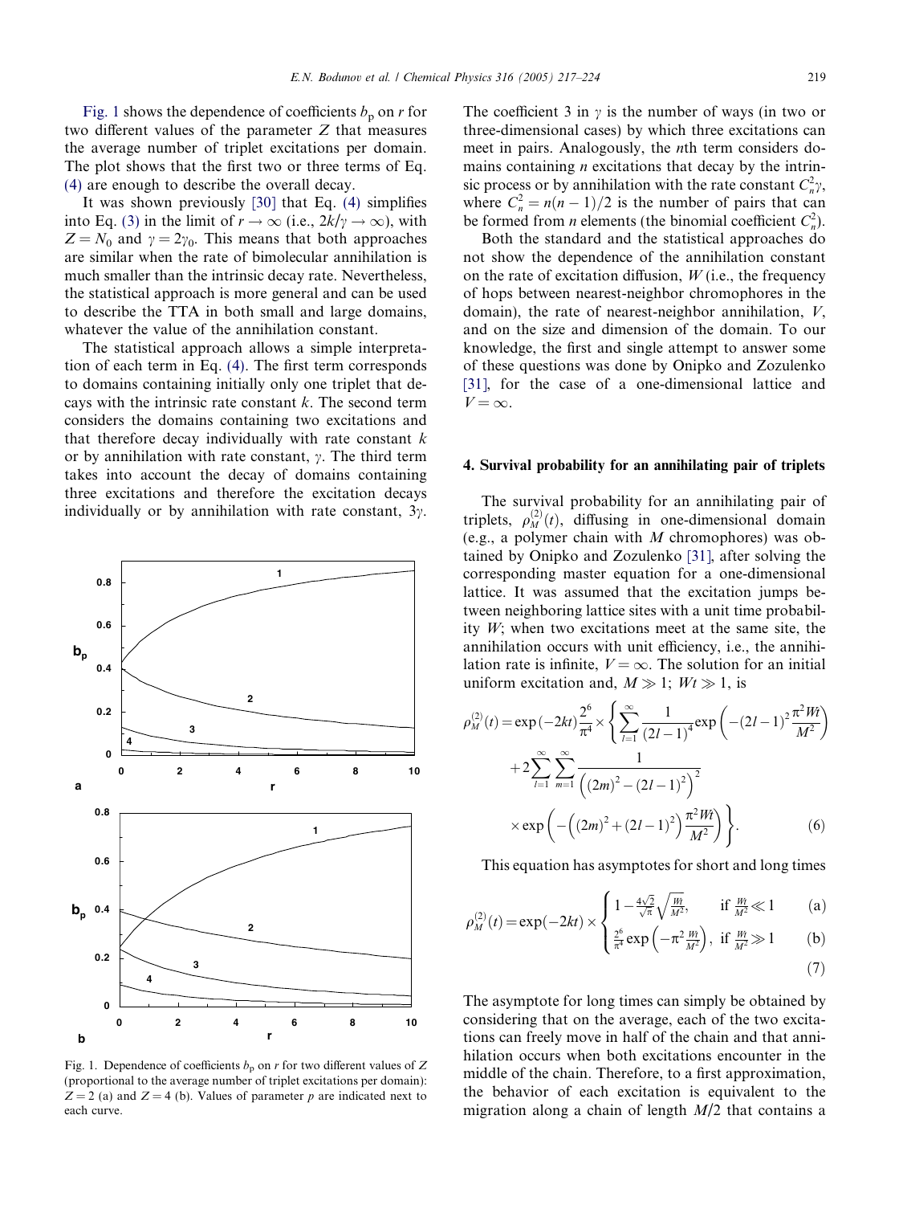Fig. 1 shows the dependence of coefficients $b_p$ on $r$ for two different values of the parameter $Z$ that measures the average number of triplet excitations per domain. The plot shows that the first two or three terms of Eq. (4) are enough to describe the overall decay.

It was shown previously [30] that Eq. (4) simplifies into Eq. (3) in the limit of $r \to \infty$ (i.e., $2k/\gamma \to \infty$), with $Z = N_0$ and $\gamma = 2\gamma_0$. This means that both approaches are similar when the rate of bimolecular annihilation is much smaller than the intrinsic decay rate. Nevertheless, the statistical approach is more general and can be used to describe the TTA in both small and large domains, whatever the value of the annihilation constant.

The statistical approach allows a simple interpretation of each term in Eq. (4). The first term corresponds to domains containing initially only one triplet that decays with the intrinsic rate constant $k$. The second term considers the domains containing two excitations and that therefore decay individually with rate constant $k$ or by annihilation with rate constant, $\gamma$. The third term takes into account the decay of domains containing three excitations and therefore the excitation decays individually or by annihilation with rate constant, $3\gamma$. The coefficient 3 in $\gamma$ is the number of ways (in two or three-dimensional cases) by which three excitations can meet in pairs. Analogously, the $n$th term considers domains containing $n$ excitations that decay by the intrinsic process or by annihilation with the rate constant $C_n^2\gamma$, where $C_n^2 = n(n-1)/2$ is the number of pairs that can be formed from $n$ elements (the binomial coefficient $C_n^2$).

Both the standard and the statistical approaches do not show the dependence of the annihilation constant on the rate of excitation diffusion, $W$ (i.e., the frequency of hops between nearest-neighbor chromophores in the domain), the rate of nearest-neighbor annihilation, $V$, and on the size and dimension of the domain. To our knowledge, the first and single attempt to answer some of these questions was done by Onipko and Zozulenko [31], for the case of a one-dimensional lattice and $V = \infty$.

Fig. 1. Dependence of coefficients $b_p$ on $r$ for two different values of $Z$ (proportional to the average number of triplet excitations per domain): $Z = 2$ (a) and $Z = 4$ (b). Values of parameter $p$ are indicated next to each curve.

## 4. Survival probability for an annihilating pair of triplets

The survival probability for an annihilating pair of triplets, $\rho_M^{(2)}(t)$, diffusing in one-dimensional domain (e.g., a polymer chain with $M$ chromophores) was obtained by Onipko and Zozulenko [31], after solving the corresponding master equation for a one-dimensional lattice. It was assumed that the excitation jumps between neighboring lattice sites with a unit time probability $W$; when two excitations meet at the same site, the annihilation occurs with unit efficiency, i.e., the annihilation rate is infinite, $V = \infty$. The solution for an initial uniform excitation and, $M \gg 1$; $Wt \gg 1$, is

$$
\begin{aligned}
\rho_M^{(2)}(t) = \exp(-2kt)\frac{2^6}{\pi^4} \times \Bigg\{ & \sum_{l=1}^{\infty} \frac{1}{(2l-1)^4} \exp\left(-(2l-1)^2 \frac{\pi^2 Wt}{M^2}\right) \\
& + 2\sum_{l=1}^{\infty}\sum_{m=1}^{\infty} \frac{1}{\left((2m)^2 - (2l-1)^2\right)^2} \\
& \times \exp\left(-\left((2m)^2 + (2l-1)^2\right)\frac{\pi^2 Wt}{M^2}\right) \Bigg\}.
\end{aligned}
\tag{6}
$$

This equation has asymptotes for short and long times

$$
\rho_M^{(2)}(t) = \exp(-2kt) \times \begin{cases} 1 - \frac{4\sqrt{2}}{\sqrt{\pi}}\sqrt{\frac{Wt}{M^2}}, & \text{if } \frac{Wt}{M^2} \ll 1 \quad \text{(a)} \\ \frac{2^6}{\pi^4}\exp\left(-\pi^2 \frac{Wt}{M^2}\right), & \text{if } \frac{Wt}{M^2} \gg 1 \quad \text{(b)} \end{cases}
\tag{7}
$$

The asymptote for long times can simply be obtained by considering that on the average, each of the two excitations can freely move in half of the chain and that annihilation occurs when both excitations encounter in the middle of the chain. Therefore, to a first approximation, the behavior of each excitation is equivalent to the migration along a chain of length $M/2$ that contains a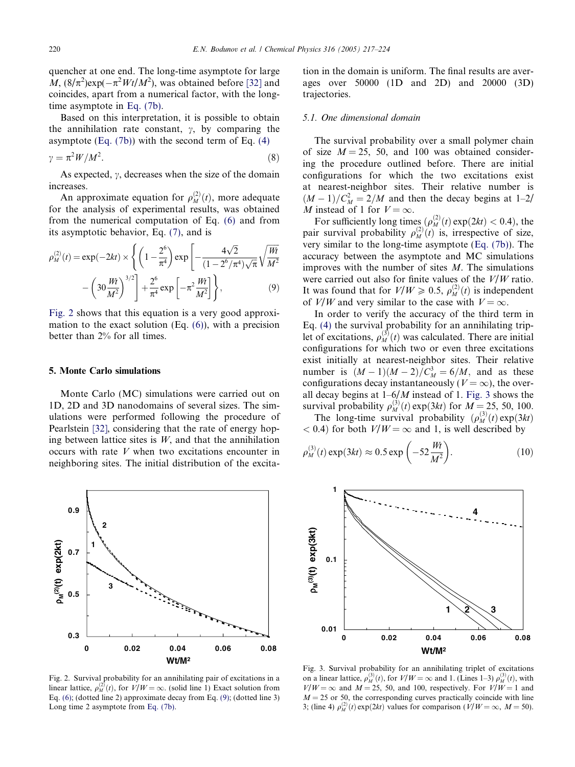quencher at one end. The long-time asymptote for large $M$, $(8/\pi^2)\exp(-\pi^2 Wt/M^2)$, was obtained before [32] and coincides, apart from a numerical factor, with the long-time asymptote in Eq. (7b).

Based on this interpretation, it is possible to obtain the annihilation rate constant, $\gamma$, by comparing the asymptote (Eq. (7b)) with the second term of Eq. (4)

$$\gamma = \pi^2 W/M^2. \tag{8}$$

As expected, $\gamma$, decreases when the size of the domain increases.

An approximate equation for $\rho_M^{(2)}(t)$, more adequate for the analysis of experimental results, was obtained from the numerical computation of Eq. (6) and from its asymptotic behavior, Eq. (7), and is

$$\rho_M^{(2)}(t) = \exp(-2kt) \times \left\{ \left(1 - \frac{2^6}{\pi^4}\right) \exp\left[ -\frac{4\sqrt{2}}{(1 - 2^6/\pi^4)\sqrt{\pi}} \sqrt{\frac{Wt}{M^2}} - \left(30\frac{Wt}{M^2}\right)^{3/2} \right] + \frac{2^6}{\pi^4} \exp\left[ -\pi^2 \frac{Wt}{M^2} \right] \right\}, \tag{9}$$

Fig. 2 shows that this equation is a very good approximation to the exact solution (Eq. (6)), with a precision better than 2% for all times.

## 5. Monte Carlo simulations

Monte Carlo (MC) simulations were carried out on 1D, 2D and 3D nanodomains of several sizes. The simulations were performed following the procedure of Pearlstein [32], considering that the rate of energy hopping between lattice sites is $W$, and that the annihilation occurs with rate $V$ when two excitations encounter in neighboring sites. The initial distribution of the excitation in the domain is uniform. The final results are averages over 50000 (1D and 2D) and 20000 (3D) trajectories.

### 5.1. One dimensional domain

The survival probability over a small polymer chain of size $M = 25$, 50, and 100 was obtained considering the procedure outlined before. There are initial configurations for which the two excitations exist at nearest-neighbor sites. Their relative number is $(M-1)/C_M^2 = 2/M$ and then the decay begins at $1-2/M$ instead of 1 for $V = \infty$.

For sufficiently long times ($\rho_M^{(2)}(t)\exp(2kt) < 0.4$), the pair survival probability $\rho_M^{(2)}(t)$ is, irrespective of size, very similar to the long-time asymptote (Eq. (7b)). The accuracy between the asymptote and MC simulations improves with the number of sites $M$. The simulations were carried out also for finite values of the $V/W$ ratio. It was found that for $V/W \geqslant 0.5$, $\rho_M^{(2)}(t)$ is independent of $V/W$ and very similar to the case with $V = \infty$.

In order to verify the accuracy of the third term in Eq. (4) the survival probability for an annihilating triplet of excitations, $\rho_M^{(3)}(t)$ was calculated. There are initial configurations for which two or even three excitations exist initially at nearest-neighbor sites. Their relative number is $(M-1)(M-2)/C_M^3 = 6/M$, and as these configurations decay instantaneously ($V = \infty$), the overall decay begins at $1-6/M$ instead of 1. Fig. 3 shows the survival probability $\rho_M^{(3)}(t)\exp(3kt)$ for $M = 25$, 50, 100.

The long-time survival probability ($\rho_M^{(3)}(t)\exp(3kt) < 0.4$) for both $V/W = \infty$ and 1, is well described by

$$\rho_M^{(3)}(t)\exp(3kt) \approx 0.5\exp\left(-52\frac{Wt}{M^2}\right). \tag{10}$$

Fig. 2. Survival probability for an annihilating pair of excitations in a linear lattice, $\rho_M^{(2)}(t)$, for $V/W = \infty$. (solid line 1) Exact solution from Eq. (6); (dotted line 2) approximate decay from Eq. (9); (dotted line 3) Long time 2 asymptote from Eq. (7b).

Fig. 3. Survival probability for an annihilating triplet of excitations on a linear lattice, $\rho_M^{(3)}(t)$, for $V/W = \infty$ and 1. (Lines 1–3) $\rho_M^{(3)}(t)$, with $V/W = \infty$ and $M = 25$, 50, and 100, respectively. For $V/W = 1$ and $M = 25$ or 50, the corresponding curves practically coincide with line 3; (line 4) $\rho_M^{(2)}(t)\exp(2kt)$ values for comparison ($V/W = \infty$, $M = 50$).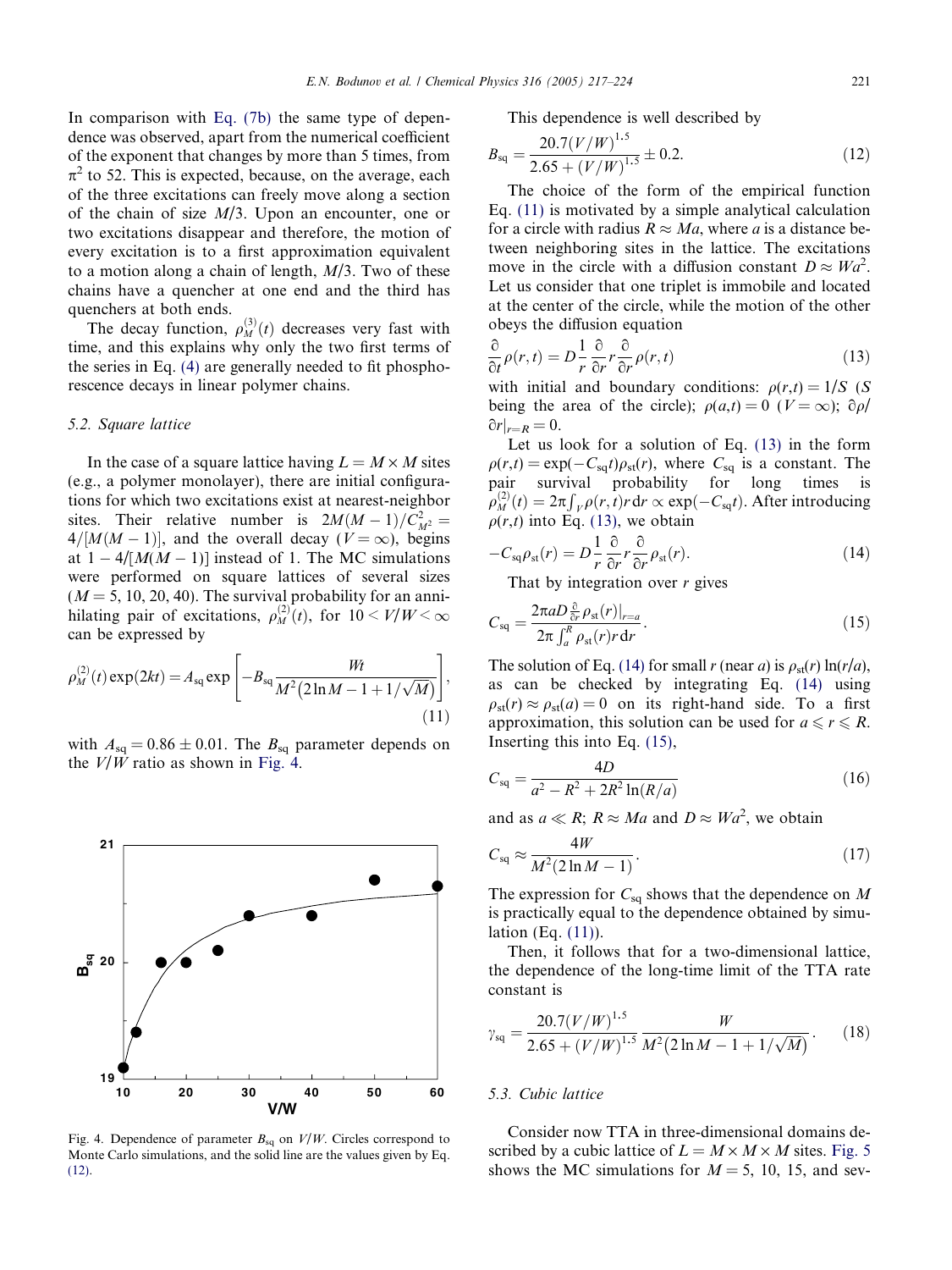In comparison with Eq. (7b) the same type of dependence was observed, apart from the numerical coefficient of the exponent that changes by more than 5 times, from $\pi^2$ to 52. This is expected, because, on the average, each of the three excitations can freely move along a section of the chain of size $M/3$. Upon an encounter, one or two excitations disappear and therefore, the motion of every excitation is to a first approximation equivalent to a motion along a chain of length, $M/3$. Two of these chains have a quencher at one end and the third has quenchers at both ends.

The decay function, $\rho_M^{(3)}(t)$ decreases very fast with time, and this explains why only the two first terms of the series in Eq. (4) are generally needed to fit phosphorescence decays in linear polymer chains.

### 5.2. Square lattice

In the case of a square lattice having $L = M \times M$ sites (e.g., a polymer monolayer), there are initial configurations for which two excitations exist at nearest-neighbor sites. Their relative number is $2M(M-1)/C_{M^2}^2 = 4/[M(M-1)]$, and the overall decay ($V = \infty$), begins at $1 - 4/[M(M-1)]$ instead of 1. The MC simulations were performed on square lattices of several sizes ($M = 5, 10, 20, 40$). The survival probability for an annihilating pair of excitations, $\rho_M^{(2)}(t)$, for $10 < V/W < \infty$ can be expressed by

$$\rho_M^{(2)}(t)\exp(2kt) = A_{\text{sq}} \exp\left[-B_{\text{sq}} \frac{Wt}{M^2\left(2\ln M - 1 + 1/\sqrt{M}\right)}\right], \tag{11}$$

with $A_{\text{sq}} = 0.86 \pm 0.01$. The $B_{\text{sq}}$ parameter depends on the $V/W$ ratio as shown in Fig. 4.

Fig. 4. Dependence of parameter $B_{\text{sq}}$ on $V/W$. Circles correspond to Monte Carlo simulations, and the solid line are the values given by Eq. (12).

This dependence is well described by

$$B_{\text{sq}} = \frac{20.7(V/W)^{1.5}}{2.65 + (V/W)^{1.5}} \pm 0.2. \tag{12}$$

The choice of the form of the empirical function Eq. (11) is motivated by a simple analytical calculation for a circle with radius $R \approx Ma$, where $a$ is a distance between neighboring sites in the lattice. The excitations move in the circle with a diffusion constant $D \approx Wa^2$. Let us consider that one triplet is immobile and located at the center of the circle, while the motion of the other obeys the diffusion equation

$$\frac{\partial}{\partial t}\rho(r,t) = D\frac{1}{r}\frac{\partial}{\partial r}r\frac{\partial}{\partial r}\rho(r,t) \tag{13}$$

with initial and boundary conditions: $\rho(r,t) = 1/S$ ($S$ being the area of the circle); $\rho(a,t) = 0$ ($V = \infty$); $\partial\rho/\partial r|_{r=R} = 0$.

Let us look for a solution of Eq. (13) in the form $\rho(r,t) = \exp(-C_{\text{sq}}t)\rho_{\text{st}}(r)$, where $C_{\text{sq}}$ is a constant. The pair survival probability for long times is $\rho_M^{(2)}(t) = 2\pi\int_V \rho(r,t)r\,\mathrm{d}r \propto \exp(-C_{\text{sq}}t)$. After introducing $\rho(r,t)$ into Eq. (13), we obtain

$$-C_{\text{sq}}\rho_{\text{st}}(r) = D\frac{1}{r}\frac{\partial}{\partial r}r\frac{\partial}{\partial r}\rho_{\text{st}}(r). \tag{14}$$

That by integration over $r$ gives

$$C_{\text{sq}} = \frac{2\pi a D\frac{\partial}{\partial r}\rho_{\text{st}}(r)|_{r=a}}{2\pi\int_a^R \rho_{\text{st}}(r)r\,\mathrm{d}r}. \tag{15}$$

The solution of Eq. (14) for small $r$ (near $a$) is $\rho_{\text{st}}(r)\ln(r/a)$, as can be checked by integrating Eq. (14) using $\rho_{\text{st}}(r) \approx \rho_{\text{st}}(a) = 0$ on its right-hand side. To a first approximation, this solution can be used for $a \leqslant r \leqslant R$. Inserting this into Eq. (15),

$$C_{\text{sq}} = \frac{4D}{a^2 - R^2 + 2R^2\ln(R/a)} \tag{16}$$

and as $a \ll R$; $R \approx Ma$ and $D \approx Wa^2$, we obtain

$$C_{\text{sq}} \approx \frac{4W}{M^2(2\ln M - 1)}. \tag{17}$$

The expression for $C_{\text{sq}}$ shows that the dependence on $M$ is practically equal to the dependence obtained by simulation (Eq. (11)).

Then, it follows that for a two-dimensional lattice, the dependence of the long-time limit of the TTA rate constant is

$$\gamma_{\text{sq}} = \frac{20.7(V/W)^{1.5}}{2.65 + (V/W)^{1.5}} \frac{W}{M^2\left(2\ln M - 1 + 1/\sqrt{M}\right)}. \tag{18}$$

### 5.3. Cubic lattice

Consider now TTA in three-dimensional domains described by a cubic lattice of $L = M \times M \times M$ sites. Fig. 5 shows the MC simulations for $M = 5$, 10, 15, and sev-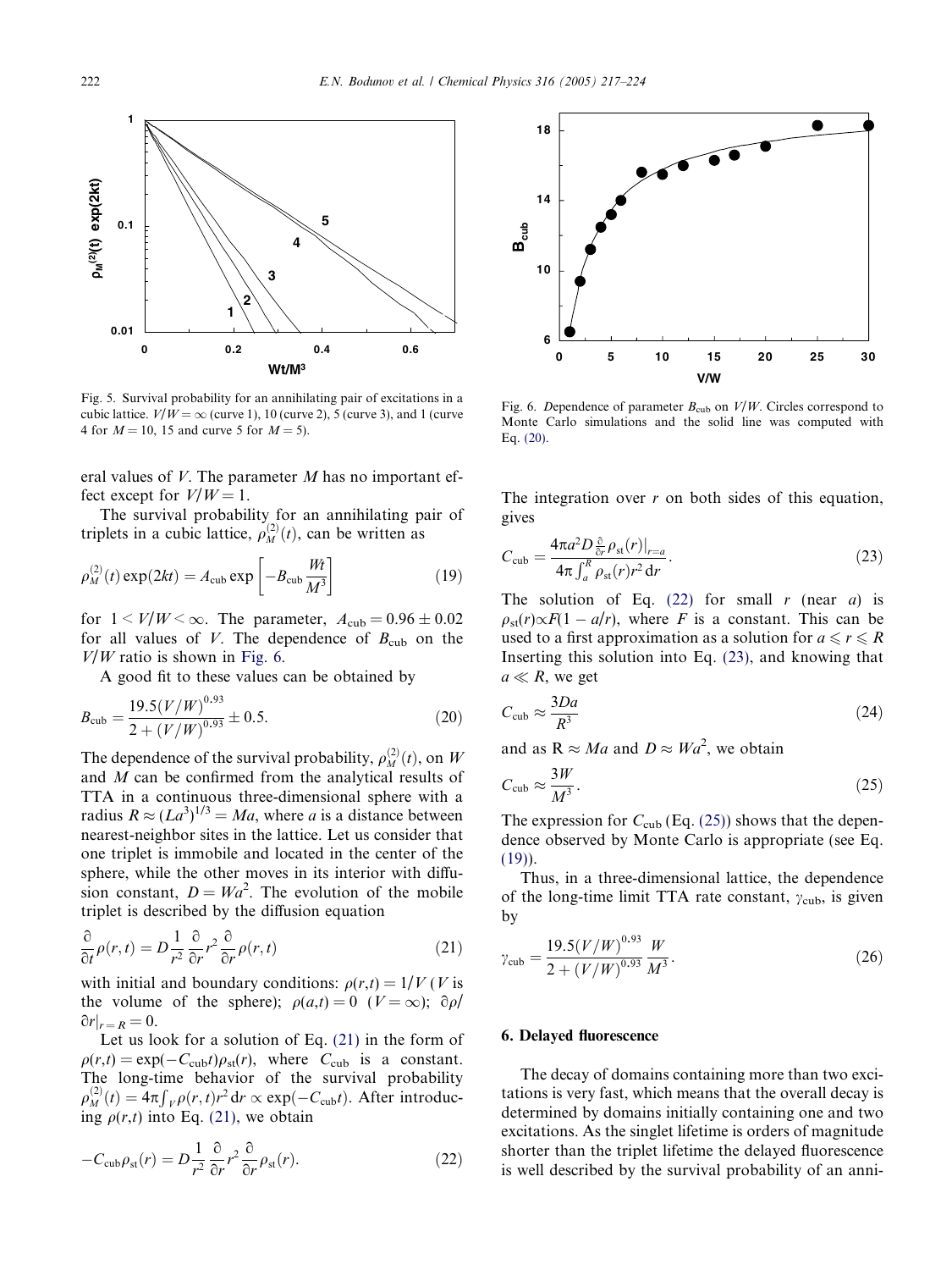Fig. 5. Survival probability for an annihilating pair of excitations in a cubic lattice. $V/W = \infty$ (curve 1), 10 (curve 2), 5 (curve 3), and 1 (curve 4 for $M = 10$, 15 and curve 5 for $M = 5$).

Fig. 6. Dependence of parameter $B_{\text{cub}}$ on $V/W$. Circles correspond to Monte Carlo simulations and the solid line was computed with Eq. (20).

eral values of $V$. The parameter $M$ has no important effect except for $V/W = 1$.

The survival probability for an annihilating pair of triplets in a cubic lattice, $\rho_M^{(2)}(t)$, can be written as

$$\rho_M^{(2)}(t)\exp(2kt) = A_{\text{cub}}\exp\left[-B_{\text{cub}}\frac{Wt}{M^3}\right] \tag{19}$$

for $1 < V/W < \infty$. The parameter, $A_{\text{cub}} = 0.96 \pm 0.02$ for all values of $V$. The dependence of $B_{\text{cub}}$ on the $V/W$ ratio is shown in Fig. 6.

A good fit to these values can be obtained by

$$B_{\text{cub}} = \frac{19.5(V/W)^{0.93}}{2 + (V/W)^{0.93}} \pm 0.5. \tag{20}$$

The dependence of the survival probability, $\rho_M^{(2)}(t)$, on $W$ and $M$ can be confirmed from the analytical results of TTA in a continuous three-dimensional sphere with a radius $R \approx (La^3)^{1/3} = Ma$, where $a$ is a distance between nearest-neighbor sites in the lattice. Let us consider that one triplet is immobile and located in the center of the sphere, while the other moves in its interior with diffusion constant, $D = Wa^2$. The evolution of the mobile triplet is described by the diffusion equation

$$\frac{\partial}{\partial t}\rho(r,t) = D\frac{1}{r^2}\frac{\partial}{\partial r}r^2\frac{\partial}{\partial r}\rho(r,t) \tag{21}$$

with initial and boundary conditions: $\rho(r,t) = 1/V$ ($V$ is the volume of the sphere); $\rho(a,t) = 0$ $(V = \infty)$; $\partial\rho/\partial r|_{r=R} = 0$.

Let us look for a solution of Eq. (21) in the form of $\rho(r,t) = \exp(-C_{\text{cub}}t)\rho_{\text{st}}(r)$, where $C_{\text{cub}}$ is a constant. The long-time behavior of the survival probability $\rho_M^{(2)}(t) = 4\pi\int_V \rho(r,t)r^2\,\mathrm{d}r \propto \exp(-C_{\text{cub}}t)$. After introducing $\rho(r,t)$ into Eq. (21), we obtain

$$-C_{\text{cub}}\rho_{\text{st}}(r) = D\frac{1}{r^2}\frac{\partial}{\partial r}r^2\frac{\partial}{\partial r}\rho_{\text{st}}(r). \tag{22}$$

The integration over $r$ on both sides of this equation, gives

$$C_{\text{cub}} = \frac{4\pi a^2 D\frac{\partial}{\partial r}\rho_{\text{st}}(r)\big|_{r=a}}{4\pi\int_a^R \rho_{\text{st}}(r)r^2\,\mathrm{d}r}. \tag{23}$$

The solution of Eq. (22) for small $r$ (near $a$) is $\rho_{\text{st}}(r) \propto F(1 - a/r)$, where $F$ is a constant. This can be used to a first approximation as a solution for $a \leqslant r \leqslant R$ Inserting this solution into Eq. (23), and knowing that $a \ll R$, we get

$$C_{\text{cub}} \approx \frac{3Da}{R^3} \tag{24}$$

and as $R \approx Ma$ and $D \approx Wa^2$, we obtain

$$C_{\text{cub}} \approx \frac{3W}{M^3}. \tag{25}$$

The expression for $C_{\text{cub}}$ (Eq. (25)) shows that the dependence observed by Monte Carlo is appropriate (see Eq. (19)).

Thus, in a three-dimensional lattice, the dependence of the long-time limit TTA rate constant, $\gamma_{\text{cub}}$, is given by

$$\gamma_{\text{cub}} = \frac{19.5(V/W)^{0.93}}{2 + (V/W)^{0.93}}\frac{W}{M^3}. \tag{26}$$

## 6. Delayed fluorescence

The decay of domains containing more than two excitations is very fast, which means that the overall decay is determined by domains initially containing one and two excitations. As the singlet lifetime is orders of magnitude shorter than the triplet lifetime the delayed fluorescence is well described by the survival probability of an anni-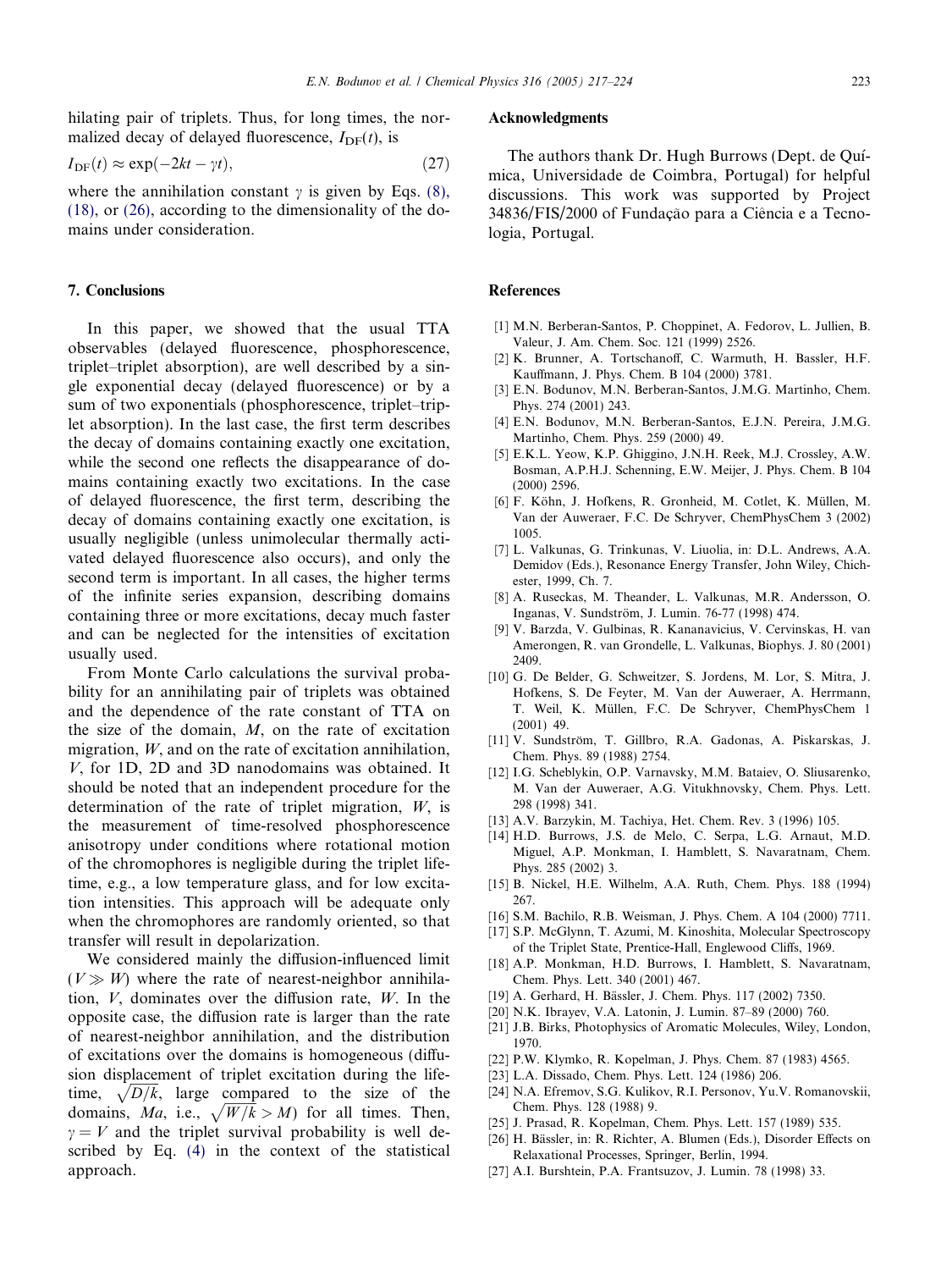hilating pair of triplets. Thus, for long times, the normalized decay of delayed fluorescence, $I_{DF}(t)$, is

$$I_{DF}(t) \approx \exp(-2kt - \gamma t), \tag{27}$$

where the annihilation constant $\gamma$ is given by Eqs. (8), (18), or (26), according to the dimensionality of the domains under consideration.

## 7. Conclusions

In this paper, we showed that the usual TTA observables (delayed fluorescence, phosphorescence, triplet–triplet absorption), are well described by a single exponential decay (delayed fluorescence) or by a sum of two exponentials (phosphorescence, triplet–triplet absorption). In the last case, the first term describes the decay of domains containing exactly one excitation, while the second one reflects the disappearance of domains containing exactly two excitations. In the case of delayed fluorescence, the first term, describing the decay of domains containing exactly one excitation, is usually negligible (unless unimolecular thermally activated delayed fluorescence also occurs), and only the second term is important. In all cases, the higher terms of the infinite series expansion, describing domains containing three or more excitations, decay much faster and can be neglected for the intensities of excitation usually used.

From Monte Carlo calculations the survival probability for an annihilating pair of triplets was obtained and the dependence of the rate constant of TTA on the size of the domain, $M$, on the rate of excitation migration, $W$, and on the rate of excitation annihilation, $V$, for 1D, 2D and 3D nanodomains was obtained. It should be noted that an independent procedure for the determination of the rate of triplet migration, $W$, is the measurement of time-resolved phosphorescence anisotropy under conditions where rotational motion of the chromophores is negligible during the triplet lifetime, e.g., a low temperature glass, and for low excitation intensities. This approach will be adequate only when the chromophores are randomly oriented, so that transfer will result in depolarization.

We considered mainly the diffusion-influenced limit ($V \gg W$) where the rate of nearest-neighbor annihilation, $V$, dominates over the diffusion rate, $W$. In the opposite case, the diffusion rate is larger than the rate of nearest-neighbor annihilation, and the distribution of excitations over the domains is homogeneous (diffusion displacement of triplet excitation during the lifetime, $\sqrt{D/k}$, large compared to the size of the domains, $Ma$, i.e., $\sqrt{W/k} > M$) for all times. Then, $\gamma = V$ and the triplet survival probability is well described by Eq. (4) in the context of the statistical approach.

## Acknowledgments

The authors thank Dr. Hugh Burrows (Dept. de Química, Universidade de Coimbra, Portugal) for helpful discussions. This work was supported by Project 34836/FIS/2000 of Fundação para a Ciência e a Tecnologia, Portugal.

## References

[1] M.N. Berberan-Santos, P. Choppinet, A. Fedorov, L. Jullien, B. Valeur, J. Am. Chem. Soc. 121 (1999) 2526.
[2] K. Brunner, A. Tortschanoff, C. Warmuth, H. Bassler, H.F. Kauffmann, J. Phys. Chem. B 104 (2000) 3781.
[3] E.N. Bodunov, M.N. Berberan-Santos, J.M.G. Martinho, Chem. Phys. 274 (2001) 243.
[4] E.N. Bodunov, M.N. Berberan-Santos, E.J.N. Pereira, J.M.G. Martinho, Chem. Phys. 259 (2000) 49.
[5] E.K.L. Yeow, K.P. Ghiggino, J.N.H. Reek, M.J. Crossley, A.W. Bosman, A.P.H.J. Schenning, E.W. Meijer, J. Phys. Chem. B 104 (2000) 2596.
[6] F. Köhn, J. Hofkens, R. Gronheid, M. Cotlet, K. Müllen, M. Van der Auweraer, F.C. De Schryver, ChemPhysChem 3 (2002) 1005.
[7] L. Valkunas, G. Trinkunas, V. Liuolia, in: D.L. Andrews, A.A. Demidov (Eds.), Resonance Energy Transfer, John Wiley, Chichester, 1999, Ch. 7.
[8] A. Ruseckas, M. Theander, L. Valkunas, M.R. Andersson, O. Inganas, V. Sundström, J. Lumin. 76-77 (1998) 474.
[9] V. Barzda, V. Gulbinas, R. Kananavicius, V. Cervinskas, H. van Amerongen, R. van Grondelle, L. Valkunas, Biophys. J. 80 (2001) 2409.
[10] G. De Belder, G. Schweitzer, S. Jordens, M. Lor, S. Mitra, J. Hofkens, S. De Feyter, M. Van der Auweraer, A. Herrmann, T. Weil, K. Müllen, F.C. De Schryver, ChemPhysChem 1 (2001) 49.
[11] V. Sundström, T. Gillbro, R.A. Gadonas, A. Piskarskas, J. Chem. Phys. 89 (1988) 2754.
[12] I.G. Scheblykin, O.P. Varnavsky, M.M. Bataiev, O. Sliusarenko, M. Van der Auweraer, A.G. Vitukhnovsky, Chem. Phys. Lett. 298 (1998) 341.
[13] A.V. Barzykin, M. Tachiya, Het. Chem. Rev. 3 (1996) 105.
[14] H.D. Burrows, J.S. de Melo, C. Serpa, L.G. Arnaut, M.D. Miguel, A.P. Monkman, I. Hamblett, S. Navaratnam, Chem. Phys. 285 (2002) 3.
[15] B. Nickel, H.E. Wilhelm, A.A. Ruth, Chem. Phys. 188 (1994) 267.
[16] S.M. Bachilo, R.B. Weisman, J. Phys. Chem. A 104 (2000) 7711.
[17] S.P. McGlynn, T. Azumi, M. Kinoshita, Molecular Spectroscopy of the Triplet State, Prentice-Hall, Englewood Cliffs, 1969.
[18] A.P. Monkman, H.D. Burrows, I. Hamblett, S. Navaratnam, Chem. Phys. Lett. 340 (2001) 467.
[19] A. Gerhard, H. Bässler, J. Chem. Phys. 117 (2002) 7350.
[20] N.K. Ibrayev, V.A. Latonin, J. Lumin. 87–89 (2000) 760.
[21] J.B. Birks, Photophysics of Aromatic Molecules, Wiley, London, 1970.
[22] P.W. Klymko, R. Kopelman, J. Phys. Chem. 87 (1983) 4565.
[23] L.A. Dissado, Chem. Phys. Lett. 124 (1986) 206.
[24] N.A. Efremov, S.G. Kulikov, R.I. Personov, Yu.V. Romanovskii, Chem. Phys. 128 (1988) 9.
[25] J. Prasad, R. Kopelman, Chem. Phys. Lett. 157 (1989) 535.
[26] H. Bässler, in: R. Richter, A. Blumen (Eds.), Disorder Effects on Relaxational Processes, Springer, Berlin, 1994.
[27] A.I. Burshtein, P.A. Frantsuzov, J. Lumin. 78 (1998) 33.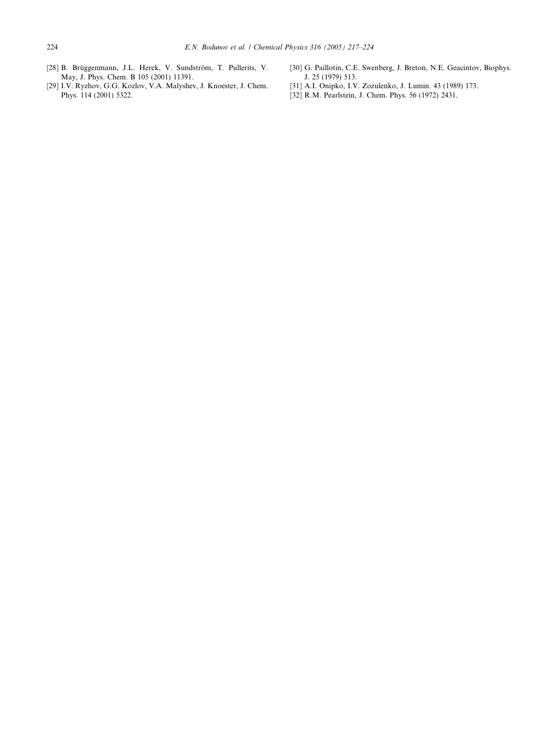[28] B. Brüggenmann, J.L. Herek, V. Sundström, T. Pullerits, V. May, J. Phys. Chem. B 105 (2001) 11391.

[29] I.V. Ryzhov, G.G. Kozlov, V.A. Malyshev, J. Knoester, J. Chem. Phys. 114 (2001) 5322.

[30] G. Paillotin, C.E. Swenberg, J. Breton, N.E. Geacintov, Biophys. J. 25 (1979) 513.

[31] A.I. Onipko, I.V. Zozulenko, J. Lumin. 43 (1989) 173.

[32] R.M. Pearlstein, J. Chem. Phys. 56 (1972) 2431.